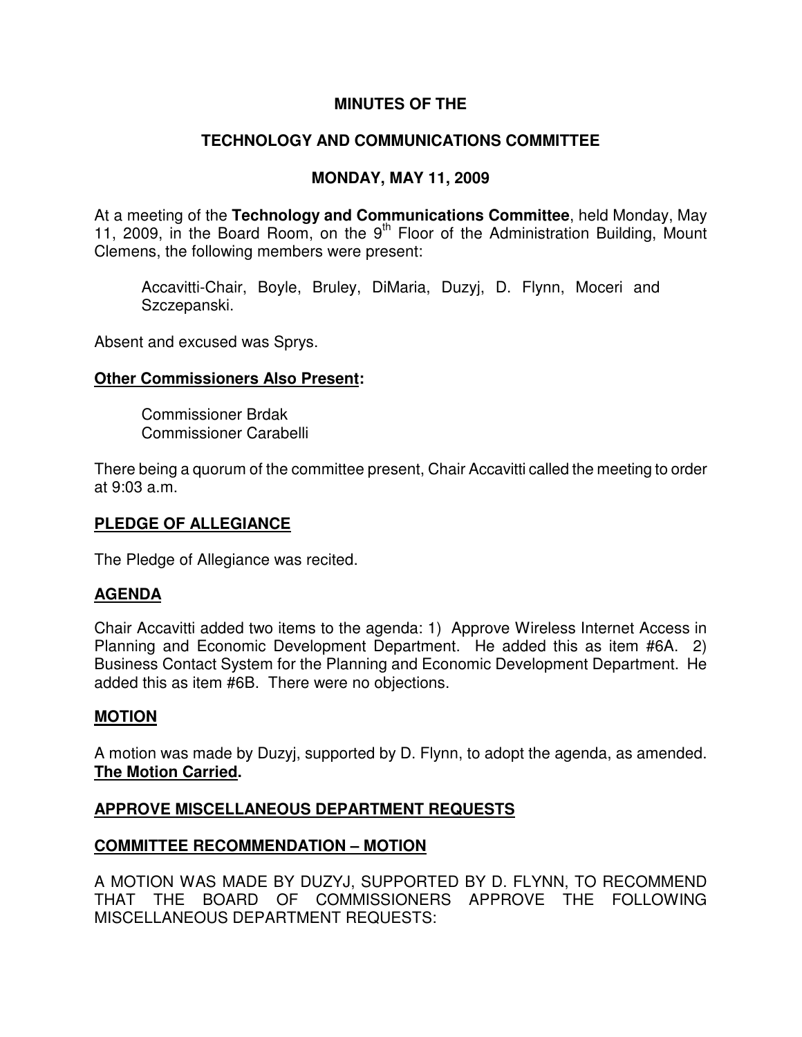# MINUTES OF THE

## TECHNOLOGY AND COMMUNICATIONS COMMITTEE

## MONDAY, MAY 11, 2009

At a meeting of the **Technology and Communications Committee**, held Monday, May 11, 2009, in the Board Room, on the 9th Floor of the Administration Building, Mount Clemens, the following members were present:

> Accavitti-Chair, Boyle, Bruley, DiMaria, Duzyj, D. Flynn, Moceri and Szczepanski.

Absent and excused was Sprys.

**Other Commissioners Also Present:**

> Commissioner Brdak
> Commissioner Carabelli

There being a quorum of the committee present, Chair Accavitti called the meeting to order at 9:03 a.m.

**PLEDGE OF ALLEGIANCE**

The Pledge of Allegiance was recited.

**AGENDA**

Chair Accavitti added two items to the agenda: 1) Approve Wireless Internet Access in Planning and Economic Development Department. He added this as item #6A. 2) Business Contact System for the Planning and Economic Development Department. He added this as item #6B. There were no objections.

**MOTION**

A motion was made by Duzyj, supported by D. Flynn, to adopt the agenda, as amended. **The Motion Carried.**

**APPROVE MISCELLANEOUS DEPARTMENT REQUESTS**

**COMMITTEE RECOMMENDATION – MOTION**

A MOTION WAS MADE BY DUZYJ, SUPPORTED BY D. FLYNN, TO RECOMMEND THAT THE BOARD OF COMMISSIONERS APPROVE THE FOLLOWING MISCELLANEOUS DEPARTMENT REQUESTS: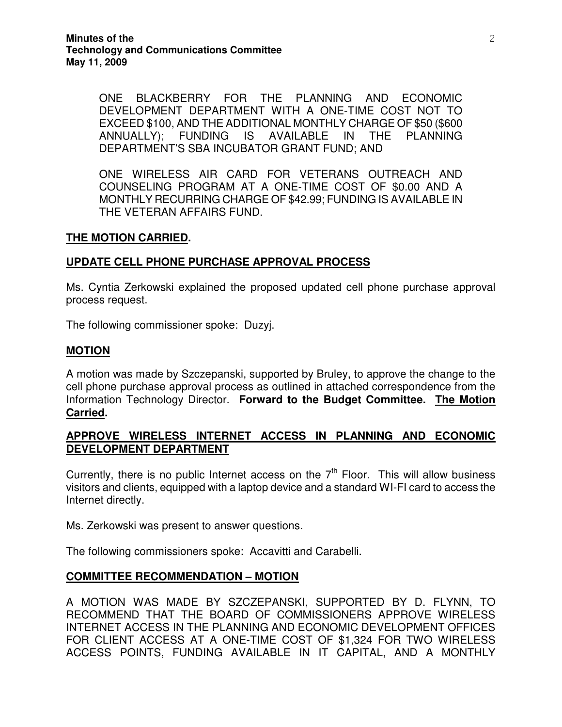ONE BLACKBERRY FOR THE PLANNING AND ECONOMIC DEVELOPMENT DEPARTMENT WITH A ONE-TIME COST NOT TO EXCEED $100, AND THE ADDITIONAL MONTHLY CHARGE OF $50 ($600 ANNUALLY); FUNDING IS AVAILABLE IN THE PLANNING DEPARTMENT'S SBA INCUBATOR GRANT FUND; AND

ONE WIRELESS AIR CARD FOR VETERANS OUTREACH AND COUNSELING PROGRAM AT A ONE-TIME COST OF $0.00 AND A MONTHLY RECURRING CHARGE OF $42.99; FUNDING IS AVAILABLE IN THE VETERAN AFFAIRS FUND.

**THE MOTION CARRIED.**

**UPDATE CELL PHONE PURCHASE APPROVAL PROCESS**

Ms. Cyntia Zerkowski explained the proposed updated cell phone purchase approval process request.

The following commissioner spoke: Duzyj.

**MOTION**

A motion was made by Szczepanski, supported by Bruley, to approve the change to the cell phone purchase approval process as outlined in attached correspondence from the Information Technology Director. **Forward to the Budget Committee. The Motion Carried.**

**APPROVE WIRELESS INTERNET ACCESS IN PLANNING AND ECONOMIC DEVELOPMENT DEPARTMENT**

Currently, there is no public Internet access on the 7th Floor. This will allow business visitors and clients, equipped with a laptop device and a standard WI-FI card to access the Internet directly.

Ms. Zerkowski was present to answer questions.

The following commissioners spoke: Accavitti and Carabelli.

**COMMITTEE RECOMMENDATION – MOTION**

A MOTION WAS MADE BY SZCZEPANSKI, SUPPORTED BY D. FLYNN, TO RECOMMEND THAT THE BOARD OF COMMISSIONERS APPROVE WIRELESS INTERNET ACCESS IN THE PLANNING AND ECONOMIC DEVELOPMENT OFFICES FOR CLIENT ACCESS AT A ONE-TIME COST OF $1,324 FOR TWO WIRELESS ACCESS POINTS, FUNDING AVAILABLE IN IT CAPITAL, AND A MONTHLY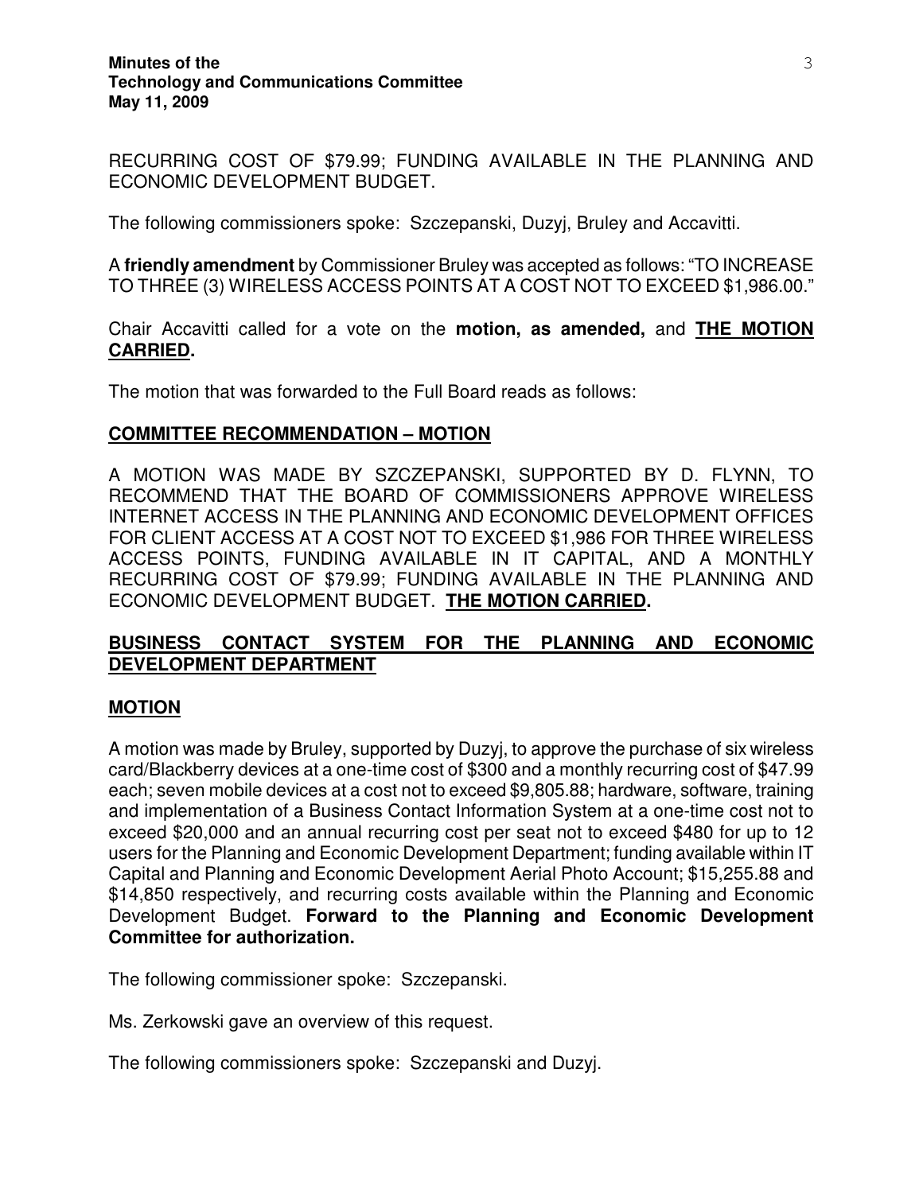RECURRING COST OF $79.99; FUNDING AVAILABLE IN THE PLANNING AND ECONOMIC DEVELOPMENT BUDGET.

The following commissioners spoke: Szczepanski, Duzyj, Bruley and Accavitti.

A **friendly amendment** by Commissioner Bruley was accepted as follows: "TO INCREASE TO THREE (3) WIRELESS ACCESS POINTS AT A COST NOT TO EXCEED $1,986.00."

Chair Accavitti called for a vote on the **motion, as amended,** and **<u>THE MOTION CARRIED</u>.**

The motion that was forwarded to the Full Board reads as follows:

**<u>COMMITTEE RECOMMENDATION – MOTION</u>**

A MOTION WAS MADE BY SZCZEPANSKI, SUPPORTED BY D. FLYNN, TO RECOMMEND THAT THE BOARD OF COMMISSIONERS APPROVE WIRELESS INTERNET ACCESS IN THE PLANNING AND ECONOMIC DEVELOPMENT OFFICES FOR CLIENT ACCESS AT A COST NOT TO EXCEED $1,986 FOR THREE WIRELESS ACCESS POINTS, FUNDING AVAILABLE IN IT CAPITAL, AND A MONTHLY RECURRING COST OF $79.99; FUNDING AVAILABLE IN THE PLANNING AND ECONOMIC DEVELOPMENT BUDGET. **<u>THE MOTION CARRIED</u>.**

**<u>BUSINESS CONTACT SYSTEM FOR THE PLANNING AND ECONOMIC DEVELOPMENT DEPARTMENT</u>**

**<u>MOTION</u>**

A motion was made by Bruley, supported by Duzyj, to approve the purchase of six wireless card/Blackberry devices at a one-time cost of $300 and a monthly recurring cost of $47.99 each; seven mobile devices at a cost not to exceed $9,805.88; hardware, software, training and implementation of a Business Contact Information System at a one-time cost not to exceed $20,000 and an annual recurring cost per seat not to exceed $480 for up to 12 users for the Planning and Economic Development Department; funding available within IT Capital and Planning and Economic Development Aerial Photo Account; $15,255.88 and $14,850 respectively, and recurring costs available within the Planning and Economic Development Budget. **Forward to the Planning and Economic Development Committee for authorization.**

The following commissioner spoke: Szczepanski.

Ms. Zerkowski gave an overview of this request.

The following commissioners spoke: Szczepanski and Duzyj.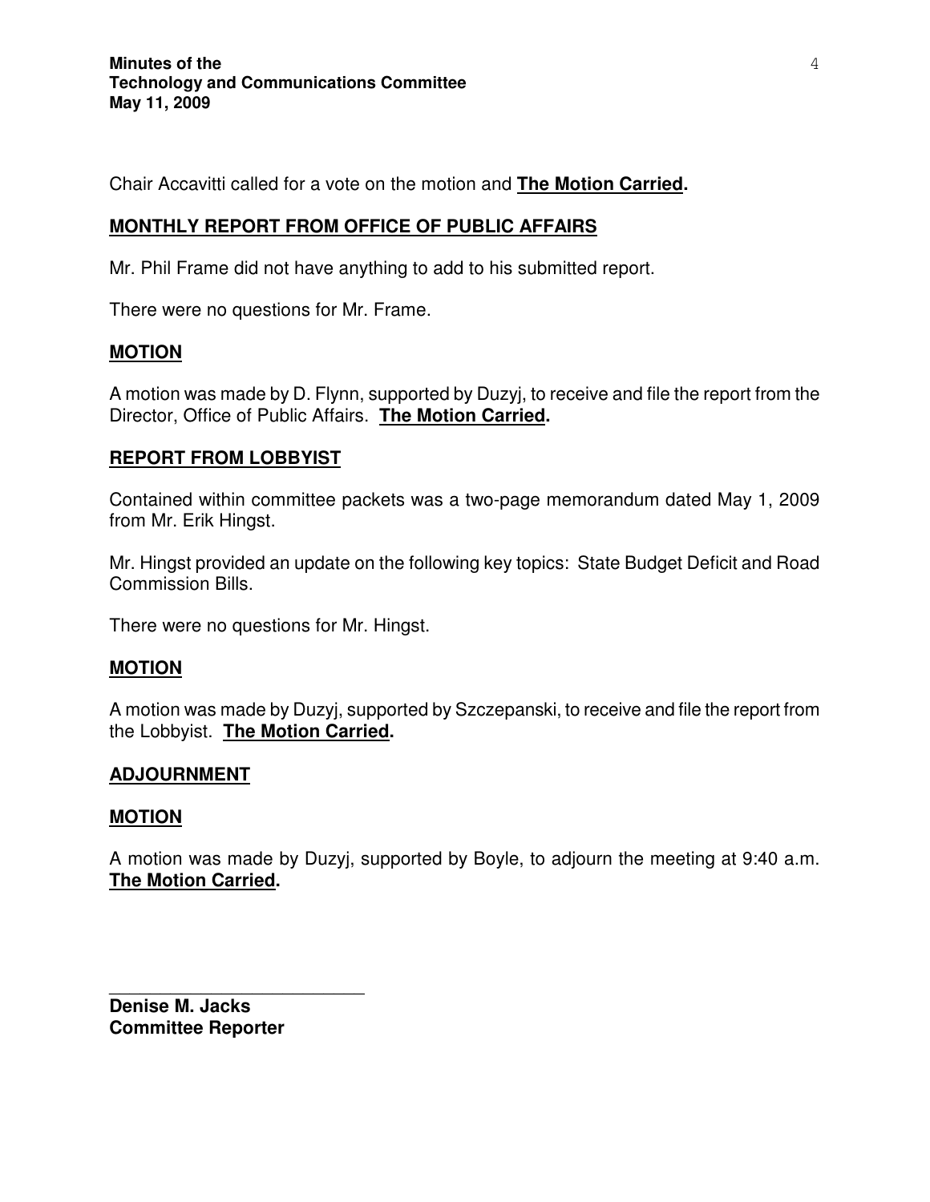Chair Accavitti called for a vote on the motion and **The Motion Carried.**

## MONTHLY REPORT FROM OFFICE OF PUBLIC AFFAIRS

Mr. Phil Frame did not have anything to add to his submitted report.

There were no questions for Mr. Frame.

## MOTION

A motion was made by D. Flynn, supported by Duzyj, to receive and file the report from the Director, Office of Public Affairs. **The Motion Carried.**

## REPORT FROM LOBBYIST

Contained within committee packets was a two-page memorandum dated May 1, 2009 from Mr. Erik Hingst.

Mr. Hingst provided an update on the following key topics: State Budget Deficit and Road Commission Bills.

There were no questions for Mr. Hingst.

## MOTION

A motion was made by Duzyj, supported by Szczepanski, to receive and file the report from the Lobbyist. **The Motion Carried.**

## ADJOURNMENT

## MOTION

A motion was made by Duzyj, supported by Boyle, to adjourn the meeting at 9:40 a.m. **The Motion Carried.**

\_\_\_\_\_\_\_\_\_\_\_\_\_\_\_\_\_\_\_\_\_\_\_\_\_\_\_\_

**Denise M. Jacks**
**Committee Reporter**